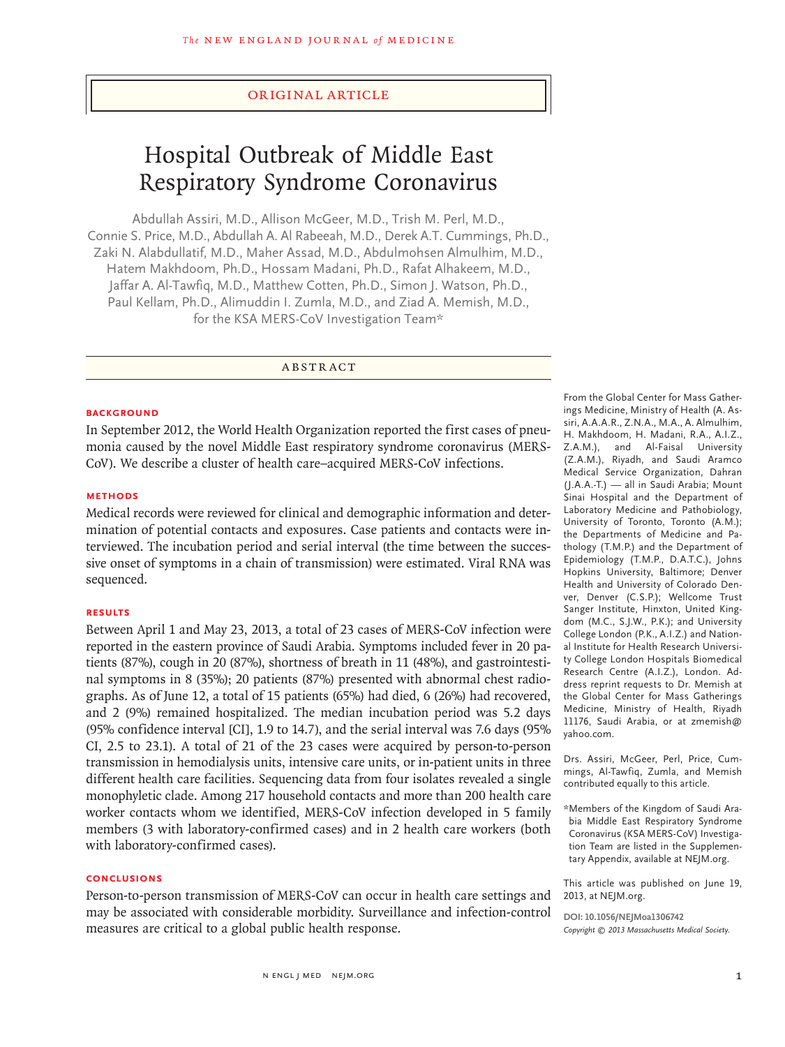ORIGINAL ARTICLE

# Hospital Outbreak of Middle East Respiratory Syndrome Coronavirus

Abdullah Assiri, M.D., Allison McGeer, M.D., Trish M. Perl, M.D., Connie S. Price, M.D., Abdullah A. Al Rabeeah, M.D., Derek A.T. Cummings, Ph.D., Zaki N. Alabdullatif, M.D., Maher Assad, M.D., Abdulmohsen Almulhim, M.D., Hatem Makhdoom, Ph.D., Hossam Madani, Ph.D., Rafat Alhakeem, M.D., Jaffar A. Al-Tawfiq, M.D., Matthew Cotten, Ph.D., Simon J. Watson, Ph.D., Paul Kellam, Ph.D., Alimuddin I. Zumla, M.D., and Ziad A. Memish, M.D., for the KSA MERS-CoV Investigation Team*

## ABSTRACT

### BACKGROUND

In September 2012, the World Health Organization reported the first cases of pneumonia caused by the novel Middle East respiratory syndrome coronavirus (MERS-CoV). We describe a cluster of health care–acquired MERS-CoV infections.

### METHODS

Medical records were reviewed for clinical and demographic information and determination of potential contacts and exposures. Case patients and contacts were interviewed. The incubation period and serial interval (the time between the successive onset of symptoms in a chain of transmission) were estimated. Viral RNA was sequenced.

### RESULTS

Between April 1 and May 23, 2013, a total of 23 cases of MERS-CoV infection were reported in the eastern province of Saudi Arabia. Symptoms included fever in 20 patients (87%), cough in 20 (87%), shortness of breath in 11 (48%), and gastrointestinal symptoms in 8 (35%); 20 patients (87%) presented with abnormal chest radiographs. As of June 12, a total of 15 patients (65%) had died, 6 (26%) had recovered, and 2 (9%) remained hospitalized. The median incubation period was 5.2 days (95% confidence interval [CI], 1.9 to 14.7), and the serial interval was 7.6 days (95% CI, 2.5 to 23.1). A total of 21 of the 23 cases were acquired by person-to-person transmission in hemodialysis units, intensive care units, or in-patient units in three different health care facilities. Sequencing data from four isolates revealed a single monophyletic clade. Among 217 household contacts and more than 200 health care worker contacts whom we identified, MERS-CoV infection developed in 5 family members (3 with laboratory-confirmed cases) and in 2 health care workers (both with laboratory-confirmed cases).

### CONCLUSIONS

Person-to-person transmission of MERS-CoV can occur in health care settings and may be associated with considerable morbidity. Surveillance and infection-control measures are critical to a global public health response.

From the Global Center for Mass Gatherings Medicine, Ministry of Health (A. Assiri, A.A.A.R., Z.N.A., M.A., A. Almulhim, H. Makhdoom, H. Madani, R.A., A.I.Z., Z.A.M.), and Al-Faisal University (Z.A.M.), Riyadh, and Saudi Aramco Medical Service Organization, Dahran (J.A.A.-T.) — all in Saudi Arabia; Mount Sinai Hospital and the Department of Laboratory Medicine and Pathobiology, University of Toronto, Toronto (A.M.); the Departments of Medicine and Pathology (T.M.P.) and the Department of Epidemiology (T.M.P., D.A.T.C.), Johns Hopkins University, Baltimore; Denver Health and University of Colorado Denver, Denver (C.S.P.); Wellcome Trust Sanger Institute, Hinxton, United Kingdom (M.C., S.J.W., P.K.); and University College London (P.K., A.I.Z.) and National Institute for Health Research University College London Hospitals Biomedical Research Centre (A.I.Z.), London. Address reprint requests to Dr. Memish at the Global Center for Mass Gatherings Medicine, Ministry of Health, Riyadh 11176, Saudi Arabia, or at zmemish@yahoo.com.

Drs. Assiri, McGeer, Perl, Price, Cummings, Al-Tawfiq, Zumla, and Memish contributed equally to this article.

*Members of the Kingdom of Saudi Arabia Middle East Respiratory Syndrome Coronavirus (KSA MERS-CoV) Investigation Team are listed in the Supplementary Appendix, available at NEJM.org.

This article was published on June 19, 2013, at NEJM.org.

DOI: 10.1056/NEJMoa1306742

*Copyright © 2013 Massachusetts Medical Society.*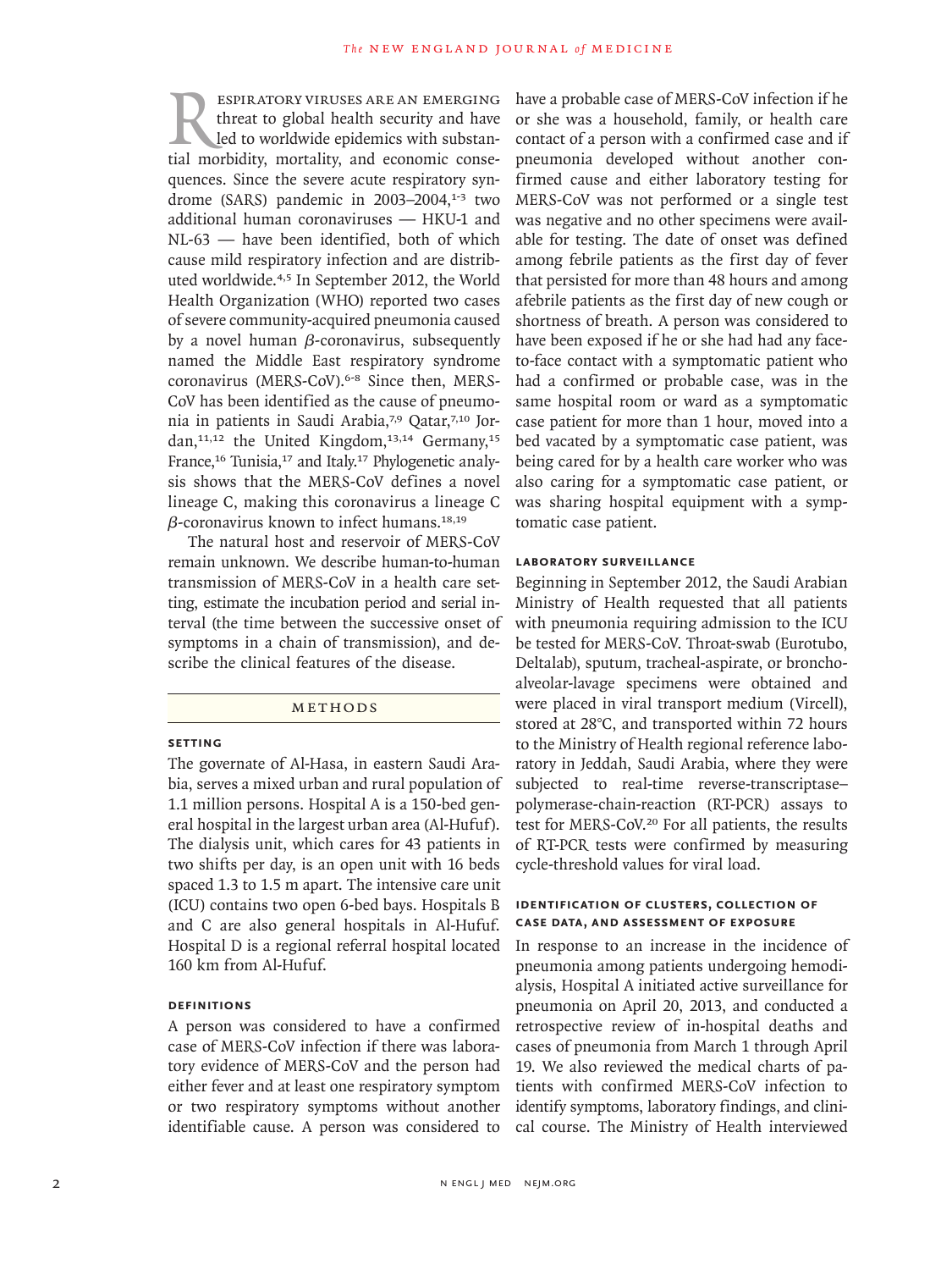Respiratory viruses are an emerging threat to global health security and have led to worldwide epidemics with substantial morbidity, mortality, and economic consequences. Since the severe acute respiratory syndrome (SARS) pandemic in 2003–2004,[1-3] two additional human coronaviruses — HKU-1 and NL-63 — have been identified, both of which cause mild respiratory infection and are distributed worldwide.[4,5] In September 2012, the World Health Organization (WHO) reported two cases of severe community-acquired pneumonia caused by a novel human $\beta$-coronavirus, subsequently named the Middle East respiratory syndrome coronavirus (MERS-CoV).[6-8] Since then, MERS-CoV has been identified as the cause of pneumonia in patients in Saudi Arabia,[7,9] Qatar,[7,10] Jordan,[11,12] the United Kingdom,[13,14] Germany,[15] France,[16] Tunisia,[17] and Italy.[17] Phylogenetic analysis shows that the MERS-CoV defines a novel lineage C, making this coronavirus a lineage C $\beta$-coronavirus known to infect humans.[18,19]

The natural host and reservoir of MERS-CoV remain unknown. We describe human-to-human transmission of MERS-CoV in a health care setting, estimate the incubation period and serial interval (the time between the successive onset of symptoms in a chain of transmission), and describe the clinical features of the disease.

## METHODS

### SETTING

The governate of Al-Hasa, in eastern Saudi Arabia, serves a mixed urban and rural population of 1.1 million persons. Hospital A is a 150-bed general hospital in the largest urban area (Al-Hufuf). The dialysis unit, which cares for 43 patients in two shifts per day, is an open unit with 16 beds spaced 1.3 to 1.5 m apart. The intensive care unit (ICU) contains two open 6-bed bays. Hospitals B and C are also general hospitals in Al-Hufuf. Hospital D is a regional referral hospital located 160 km from Al-Hufuf.

### DEFINITIONS

A person was considered to have a confirmed case of MERS-CoV infection if there was laboratory evidence of MERS-CoV and the person had either fever and at least one respiratory symptom or two respiratory symptoms without another identifiable cause. A person was considered to have a probable case of MERS-CoV infection if he or she was a household, family, or health care contact of a person with a confirmed case and if pneumonia developed without another confirmed cause and either laboratory testing for MERS-CoV was not performed or a single test was negative and no other specimens were available for testing. The date of onset was defined among febrile patients as the first day of fever that persisted for more than 48 hours and among afebrile patients as the first day of new cough or shortness of breath. A person was considered to have been exposed if he or she had had any face-to-face contact with a symptomatic patient who had a confirmed or probable case, was in the same hospital room or ward as a symptomatic case patient for more than 1 hour, moved into a bed vacated by a symptomatic case patient, was being cared for by a health care worker who was also caring for a symptomatic case patient, or was sharing hospital equipment with a symptomatic case patient.

### LABORATORY SURVEILLANCE

Beginning in September 2012, the Saudi Arabian Ministry of Health requested that all patients with pneumonia requiring admission to the ICU be tested for MERS-CoV. Throat-swab (Eurotubo, Deltalab), sputum, tracheal-aspirate, or bronchoalveolar-lavage specimens were obtained and were placed in viral transport medium (Vircell), stored at 28°C, and transported within 72 hours to the Ministry of Health regional reference laboratory in Jeddah, Saudi Arabia, where they were subjected to real-time reverse-transcriptase–polymerase-chain-reaction (RT-PCR) assays to test for MERS-CoV.[20] For all patients, the results of RT-PCR tests were confirmed by measuring cycle-threshold values for viral load.

### IDENTIFICATION OF CLUSTERS, COLLECTION OF CASE DATA, AND ASSESSMENT OF EXPOSURE

In response to an increase in the incidence of pneumonia among patients undergoing hemodialysis, Hospital A initiated active surveillance for pneumonia on April 20, 2013, and conducted a retrospective review of in-hospital deaths and cases of pneumonia from March 1 through April 19. We also reviewed the medical charts of patients with confirmed MERS-CoV infection to identify symptoms, laboratory findings, and clinical course. The Ministry of Health interviewed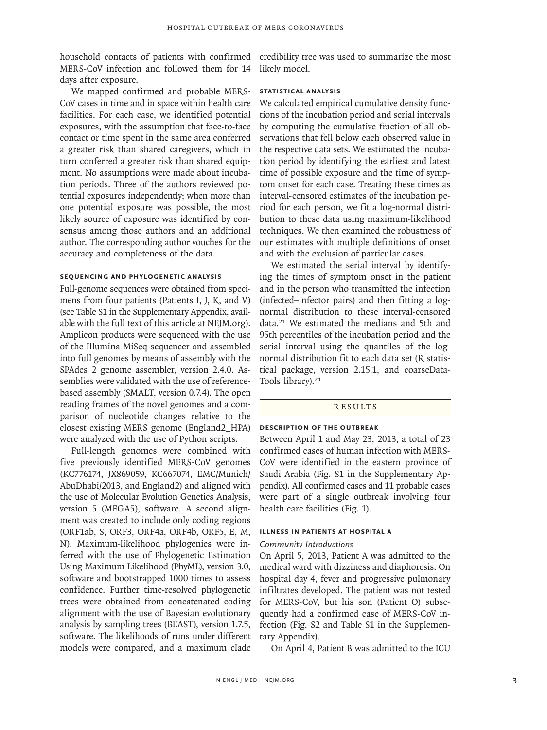household contacts of patients with confirmed MERS-CoV infection and followed them for 14 days after exposure.

We mapped confirmed and probable MERS-CoV cases in time and in space within health care facilities. For each case, we identified potential exposures, with the assumption that face-to-face contact or time spent in the same area conferred a greater risk than shared caregivers, which in turn conferred a greater risk than shared equipment. No assumptions were made about incubation periods. Three of the authors reviewed potential exposures independently; when more than one potential exposure was possible, the most likely source of exposure was identified by consensus among those authors and an additional author. The corresponding author vouches for the accuracy and completeness of the data.

### Sequencing and Phylogenetic Analysis

Full-genome sequences were obtained from specimens from four patients (Patients I, J, K, and V) (see Table S1 in the Supplementary Appendix, available with the full text of this article at NEJM.org). Amplicon products were sequenced with the use of the Illumina MiSeq sequencer and assembled into full genomes by means of assembly with the SPAdes 2 genome assembler, version 2.4.0. Assemblies were validated with the use of reference-based assembly (SMALT, version 0.7.4). The open reading frames of the novel genomes and a comparison of nucleotide changes relative to the closest existing MERS genome (England2_HPA) were analyzed with the use of Python scripts.

Full-length genomes were combined with five previously identified MERS-CoV genomes (KC776174, JX869059, KC667074, EMC/Munich/AbuDhabi/2013, and England2) and aligned with the use of Molecular Evolution Genetics Analysis, version 5 (MEGA5), software. A second alignment was created to include only coding regions (ORF1ab, S, ORF3, ORF4a, ORF4b, ORF5, E, M, N). Maximum-likelihood phylogenies were inferred with the use of Phylogenetic Estimation Using Maximum Likelihood (PhyML), version 3.0, software and bootstrapped 1000 times to assess confidence. Further time-resolved phylogenetic trees were obtained from concatenated coding alignment with the use of Bayesian evolutionary analysis by sampling trees (BEAST), version 1.7.5, software. The likelihoods of runs under different models were compared, and a maximum clade credibility tree was used to summarize the most likely model.

### Statistical Analysis

We calculated empirical cumulative density functions of the incubation period and serial intervals by computing the cumulative fraction of all observations that fell below each observed value in the respective data sets. We estimated the incubation period by identifying the earliest and latest time of possible exposure and the time of symptom onset for each case. Treating these times as interval-censored estimates of the incubation period for each person, we fit a log-normal distribution to these data using maximum-likelihood techniques. We then examined the robustness of our estimates with multiple definitions of onset and with the exclusion of particular cases.

We estimated the serial interval by identifying the times of symptom onset in the patient and in the person who transmitted the infection (infected–infector pairs) and then fitting a log-normal distribution to these interval-censored data.[21] We estimated the medians and 5th and 95th percentiles of the incubation period and the serial interval using the quantiles of the log-normal distribution fit to each data set (R statistical package, version 2.15.1, and coarseDataTools library).[21]

## Results

### Description of the Outbreak

Between April 1 and May 23, 2013, a total of 23 confirmed cases of human infection with MERS-CoV were identified in the eastern province of Saudi Arabia (Fig. S1 in the Supplementary Appendix). All confirmed cases and 11 probable cases were part of a single outbreak involving four health care facilities (Fig. 1).

### Illness in Patients at Hospital A

*Community Introductions*

On April 5, 2013, Patient A was admitted to the medical ward with dizziness and diaphoresis. On hospital day 4, fever and progressive pulmonary infiltrates developed. The patient was not tested for MERS-CoV, but his son (Patient O) subsequently had a confirmed case of MERS-CoV infection (Fig. S2 and Table S1 in the Supplementary Appendix).

On April 4, Patient B was admitted to the ICU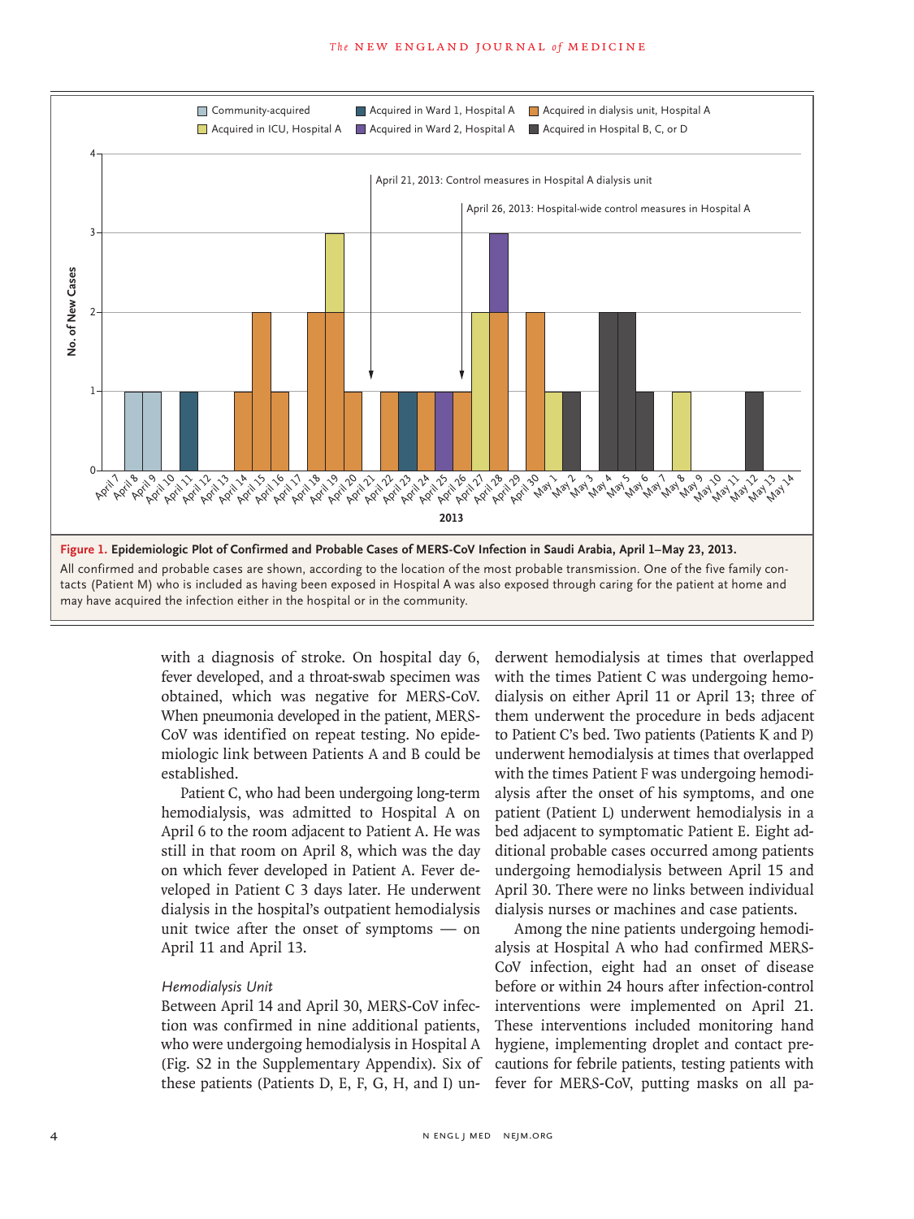**Figure 1. Epidemiologic Plot of Confirmed and Probable Cases of MERS-CoV Infection in Saudi Arabia, April 1–May 23, 2013.**

All confirmed and probable cases are shown, according to the location of the most probable transmission. One of the five family contacts (Patient M) who is included as having been exposed in Hospital A was also exposed through caring for the patient at home and may have acquired the infection either in the hospital or in the community.

with a diagnosis of stroke. On hospital day 6, fever developed, and a throat-swab specimen was obtained, which was negative for MERS-CoV. When pneumonia developed in the patient, MERS-CoV was identified on repeat testing. No epidemiologic link between Patients A and B could be established.

Patient C, who had been undergoing long-term hemodialysis, was admitted to Hospital A on April 6 to the room adjacent to Patient A. He was still in that room on April 8, which was the day on which fever developed in Patient A. Fever developed in Patient C 3 days later. He underwent dialysis in the hospital's outpatient hemodialysis unit twice after the onset of symptoms — on April 11 and April 13.

### *Hemodialysis Unit*

Between April 14 and April 30, MERS-CoV infection was confirmed in nine additional patients, who were undergoing hemodialysis in Hospital A (Fig. S2 in the Supplementary Appendix). Six of these patients (Patients D, E, F, G, H, and I) underwent hemodialysis at times that overlapped with the times Patient C was undergoing hemodialysis on either April 11 or April 13; three of them underwent the procedure in beds adjacent to Patient C's bed. Two patients (Patients K and P) underwent hemodialysis at times that overlapped with the times Patient F was undergoing hemodialysis after the onset of his symptoms, and one patient (Patient L) underwent hemodialysis in a bed adjacent to symptomatic Patient E. Eight additional probable cases occurred among patients undergoing hemodialysis between April 15 and April 30. There were no links between individual dialysis nurses or machines and case patients.

Among the nine patients undergoing hemodialysis at Hospital A who had confirmed MERS-CoV infection, eight had an onset of disease before or within 24 hours after infection-control interventions were implemented on April 21. These interventions included monitoring hand hygiene, implementing droplet and contact precautions for febrile patients, testing patients with fever for MERS-CoV, putting masks on all pa-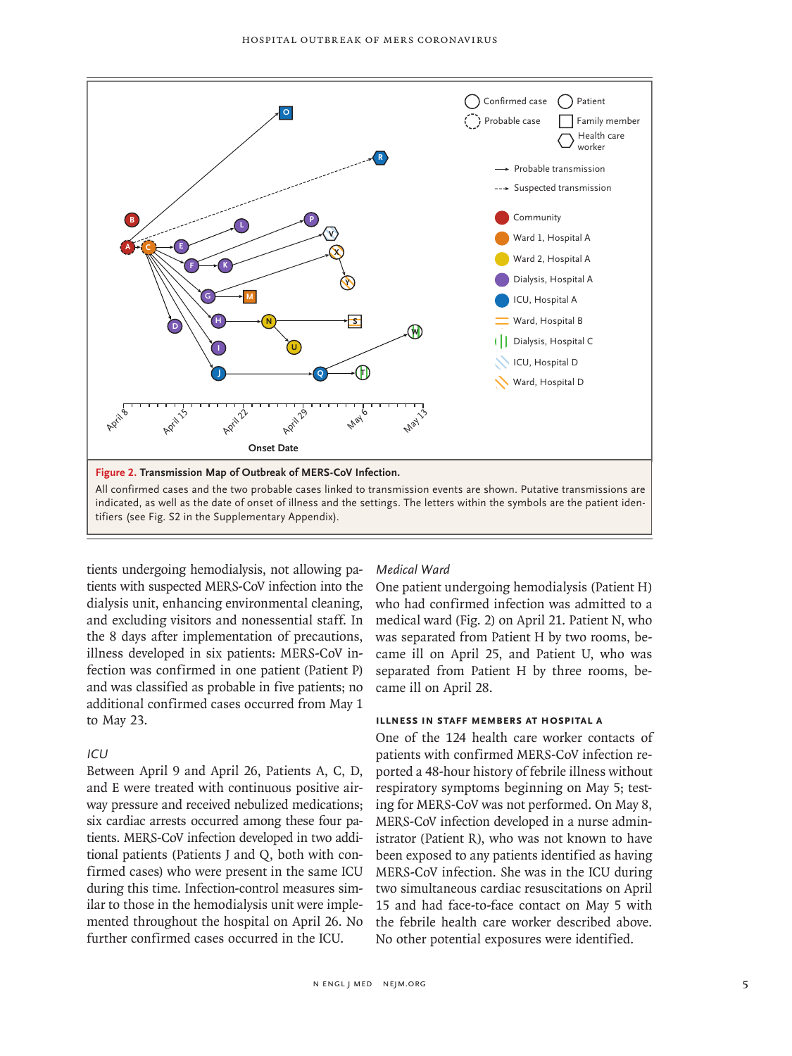**Figure 2. Transmission Map of Outbreak of MERS-CoV Infection.**

All confirmed cases and the two probable cases linked to transmission events are shown. Putative transmissions are indicated, as well as the date of onset of illness and the settings. The letters within the symbols are the patient identifiers (see Fig. S2 in the Supplementary Appendix).

tients undergoing hemodialysis, not allowing patients with suspected MERS-CoV infection into the dialysis unit, enhancing environmental cleaning, and excluding visitors and nonessential staff. In the 8 days after implementation of precautions, illness developed in six patients: MERS-CoV infection was confirmed in one patient (Patient P) and was classified as probable in five patients; no additional confirmed cases occurred from May 1 to May 23.

### *ICU*

Between April 9 and April 26, Patients A, C, D, and E were treated with continuous positive airway pressure and received nebulized medications; six cardiac arrests occurred among these four patients. MERS-CoV infection developed in two additional patients (Patients J and Q, both with confirmed cases) who were present in the same ICU during this time. Infection-control measures similar to those in the hemodialysis unit were implemented throughout the hospital on April 26. No further confirmed cases occurred in the ICU.

### *Medical Ward*

One patient undergoing hemodialysis (Patient H) who had confirmed infection was admitted to a medical ward (Fig. 2) on April 21. Patient N, who was separated from Patient H by two rooms, became ill on April 25, and Patient U, who was separated from Patient H by three rooms, became ill on April 28.

### ILLNESS IN STAFF MEMBERS AT HOSPITAL A

One of the 124 health care worker contacts of patients with confirmed MERS-CoV infection reported a 48-hour history of febrile illness without respiratory symptoms beginning on May 5; testing for MERS-CoV was not performed. On May 8, MERS-CoV infection developed in a nurse administrator (Patient R), who was not known to have been exposed to any patients identified as having MERS-CoV infection. She was in the ICU during two simultaneous cardiac resuscitations on April 15 and had face-to-face contact on May 5 with the febrile health care worker described above. No other potential exposures were identified.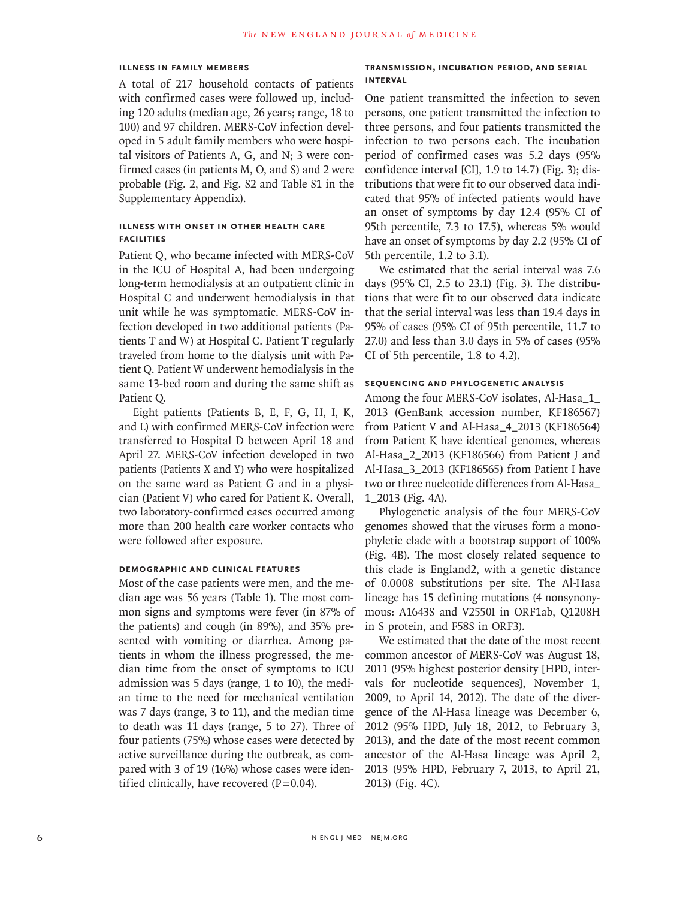### Illness in Family Members

A total of 217 household contacts of patients with confirmed cases were followed up, including 120 adults (median age, 26 years; range, 18 to 100) and 97 children. MERS-CoV infection developed in 5 adult family members who were hospital visitors of Patients A, G, and N; 3 were confirmed cases (in patients M, O, and S) and 2 were probable (Fig. 2, and Fig. S2 and Table S1 in the Supplementary Appendix).

### Illness with Onset in Other Health Care Facilities

Patient Q, who became infected with MERS-CoV in the ICU of Hospital A, had been undergoing long-term hemodialysis at an outpatient clinic in Hospital C and underwent hemodialysis in that unit while he was symptomatic. MERS-CoV infection developed in two additional patients (Patients T and W) at Hospital C. Patient T regularly traveled from home to the dialysis unit with Patient Q. Patient W underwent hemodialysis in the same 13-bed room and during the same shift as Patient Q.

Eight patients (Patients B, E, F, G, H, I, K, and L) with confirmed MERS-CoV infection were transferred to Hospital D between April 18 and April 27. MERS-CoV infection developed in two patients (Patients X and Y) who were hospitalized on the same ward as Patient G and in a physician (Patient V) who cared for Patient K. Overall, two laboratory-confirmed cases occurred among more than 200 health care worker contacts who were followed after exposure.

### Demographic and Clinical Features

Most of the case patients were men, and the median age was 56 years (Table 1). The most common signs and symptoms were fever (in 87% of the patients) and cough (in 89%), and 35% presented with vomiting or diarrhea. Among patients in whom the illness progressed, the median time from the onset of symptoms to ICU admission was 5 days (range, 1 to 10), the median time to the need for mechanical ventilation was 7 days (range, 3 to 11), and the median time to death was 11 days (range, 5 to 27). Three of four patients (75%) whose cases were detected by active surveillance during the outbreak, as compared with 3 of 19 (16%) whose cases were identified clinically, have recovered ($P=0.04$).

### Transmission, Incubation Period, and Serial Interval

One patient transmitted the infection to seven persons, one patient transmitted the infection to three persons, and four patients transmitted the infection to two persons each. The incubation period of confirmed cases was 5.2 days (95% confidence interval [CI], 1.9 to 14.7) (Fig. 3); distributions that were fit to our observed data indicated that 95% of infected patients would have an onset of symptoms by day 12.4 (95% CI of 95th percentile, 7.3 to 17.5), whereas 5% would have an onset of symptoms by day 2.2 (95% CI of 5th percentile, 1.2 to 3.1).

We estimated that the serial interval was 7.6 days (95% CI, 2.5 to 23.1) (Fig. 3). The distributions that were fit to our observed data indicate that the serial interval was less than 19.4 days in 95% of cases (95% CI of 95th percentile, 11.7 to 27.0) and less than 3.0 days in 5% of cases (95% CI of 5th percentile, 1.8 to 4.2).

### Sequencing and Phylogenetic Analysis

Among the four MERS-CoV isolates, Al-Hasa_1_2013 (GenBank accession number, KF186567) from Patient V and Al-Hasa_4_2013 (KF186564) from Patient K have identical genomes, whereas Al-Hasa_2_2013 (KF186566) from Patient J and Al-Hasa_3_2013 (KF186565) from Patient I have two or three nucleotide differences from Al-Hasa_1_2013 (Fig. 4A).

Phylogenetic analysis of the four MERS-CoV genomes showed that the viruses form a monophyletic clade with a bootstrap support of 100% (Fig. 4B). The most closely related sequence to this clade is England2, with a genetic distance of 0.0008 substitutions per site. The Al-Hasa lineage has 15 defining mutations (4 nonsynonymous: A1643S and V2550I in ORF1ab, Q1208H in S protein, and F58S in ORF3).

We estimated that the date of the most recent common ancestor of MERS-CoV was August 18, 2011 (95% highest posterior density [HPD, intervals for nucleotide sequences], November 1, 2009, to April 14, 2012). The date of the divergence of the Al-Hasa lineage was December 6, 2012 (95% HPD, July 18, 2012, to February 3, 2013), and the date of the most recent common ancestor of the Al-Hasa lineage was April 2, 2013 (95% HPD, February 7, 2013, to April 21, 2013) (Fig. 4C).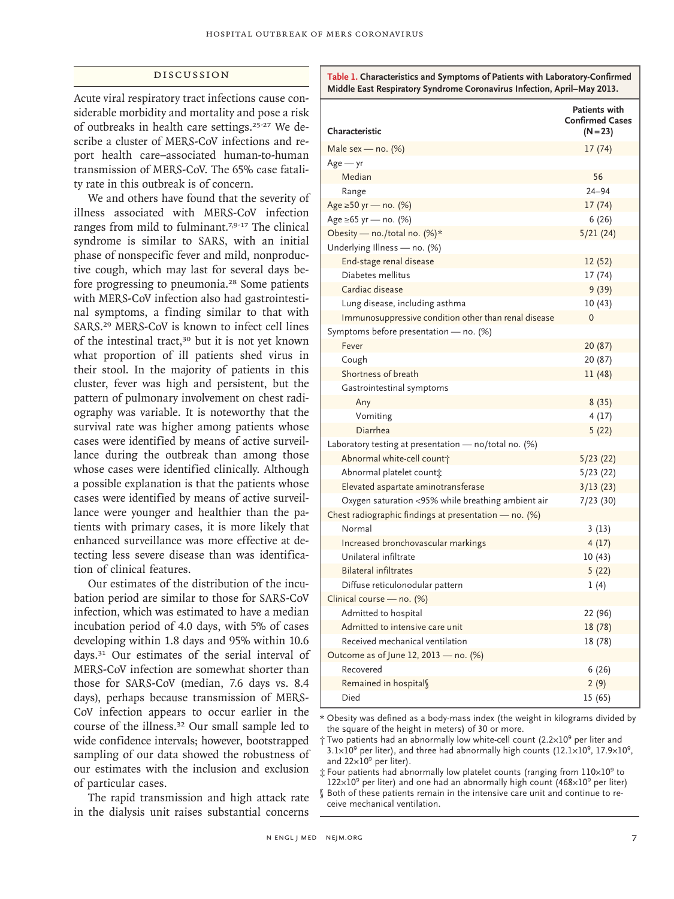## DISCUSSION

Acute viral respiratory tract infections cause considerable morbidity and mortality and pose a risk of outbreaks in health care settings.[25-27] We describe a cluster of MERS-CoV infections and report health care–associated human-to-human transmission of MERS-CoV. The 65% case fatality rate in this outbreak is of concern.

We and others have found that the severity of illness associated with MERS-CoV infection ranges from mild to fulminant.[7,9-17] The clinical syndrome is similar to SARS, with an initial phase of nonspecific fever and mild, nonproductive cough, which may last for several days before progressing to pneumonia.[28] Some patients with MERS-CoV infection also had gastrointestinal symptoms, a finding similar to that with SARS.[29] MERS-CoV is known to infect cell lines of the intestinal tract,[30] but it is not yet known what proportion of ill patients shed virus in their stool. In the majority of patients in this cluster, fever was high and persistent, but the pattern of pulmonary involvement on chest radiography was variable. It is noteworthy that the survival rate was higher among patients whose cases were identified by means of active surveillance during the outbreak than among those whose cases were identified clinically. Although a possible explanation is that the patients whose cases were identified by means of active surveillance were younger and healthier than the patients with primary cases, it is more likely that enhanced surveillance was more effective at detecting less severe disease than was identification of clinical features.

Our estimates of the distribution of the incubation period are similar to those for SARS-CoV infection, which was estimated to have a median incubation period of 4.0 days, with 5% of cases developing within 1.8 days and 95% within 10.6 days.[31] Our estimates of the serial interval of MERS-CoV infection are somewhat shorter than those for SARS-CoV (median, 7.6 days vs. 8.4 days), perhaps because transmission of MERS-CoV infection appears to occur earlier in the course of the illness.[32] Our small sample led to wide confidence intervals; however, bootstrapped sampling of our data showed the robustness of our estimates with the inclusion and exclusion of particular cases.

The rapid transmission and high attack rate in the dialysis unit raises substantial concerns

**Table 1. Characteristics and Symptoms of Patients with Laboratory-Confirmed Middle East Respiratory Syndrome Coronavirus Infection, April–May 2013.**

| Characteristic | Patients with Confirmed Cases (N=23) |
|---|---|
| Male sex — no. (%) | 17 (74) |
| Age — yr | |
| Median | 56 |
| Range | 24–94 |
| Age ≥50 yr — no. (%) | 17 (74) |
| Age ≥65 yr — no. (%) | 6 (26) |
| Obesity — no./total no. (%)* | 5/21 (24) |
| Underlying Illness — no. (%) | |
| End-stage renal disease | 12 (52) |
| Diabetes mellitus | 17 (74) |
| Cardiac disease | 9 (39) |
| Lung disease, including asthma | 10 (43) |
| Immunosuppressive condition other than renal disease | 0 |
| Symptoms before presentation — no. (%) | |
| Fever | 20 (87) |
| Cough | 20 (87) |
| Shortness of breath | 11 (48) |
| Gastrointestinal symptoms | |
| Any | 8 (35) |
| Vomiting | 4 (17) |
| Diarrhea | 5 (22) |
| Laboratory testing at presentation — no/total no. (%) | |
| Abnormal white-cell count† | 5/23 (22) |
| Abnormal platelet count‡ | 5/23 (22) |
| Elevated aspartate aminotransferase | 3/13 (23) |
| Oxygen saturation <95% while breathing ambient air | 7/23 (30) |
| Chest radiographic findings at presentation — no. (%) | |
| Normal | 3 (13) |
| Increased bronchovascular markings | 4 (17) |
| Unilateral infiltrate | 10 (43) |
| Bilateral infiltrates | 5 (22) |
| Diffuse reticulonodular pattern | 1 (4) |
| Clinical course — no. (%) | |
| Admitted to hospital | 22 (96) |
| Admitted to intensive care unit | 18 (78) |
| Received mechanical ventilation | 18 (78) |
| Outcome as of June 12, 2013 — no. (%) | |
| Recovered | 6 (26) |
| Remained in hospital§ | 2 (9) |
| Died | 15 (65) |

\* Obesity was defined as a body-mass index (the weight in kilograms divided by the square of the height in meters) of 30 or more.

† Two patients had an abnormally low white-cell count ($2.2\times10^9$ per liter and $3.1\times10^9$ per liter), and three had abnormally high counts ($12.1\times10^9$, $17.9\times10^9$, and $22\times10^9$ per liter).

‡ Four patients had abnormally low platelet counts (ranging from $110\times10^9$ to $122\times10^9$ per liter) and one had an abnormally high count ($468\times10^9$ per liter)

§ Both of these patients remain in the intensive care unit and continue to receive mechanical ventilation.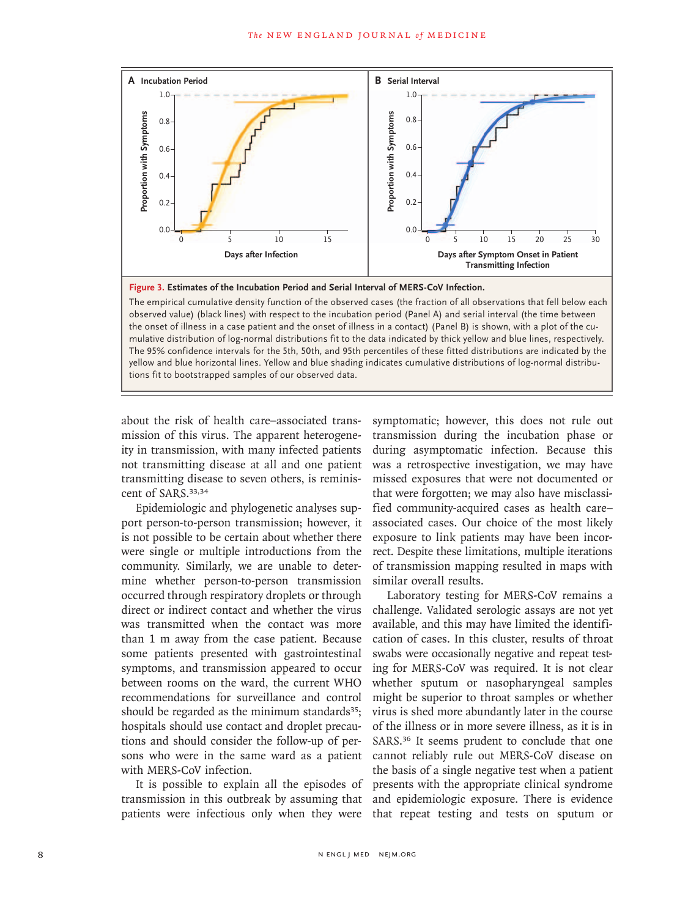**Figure 3. Estimates of the Incubation Period and Serial Interval of MERS-CoV Infection.**

The empirical cumulative density function of the observed cases (the fraction of all observations that fell below each observed value) (black lines) with respect to the incubation period (Panel A) and serial interval (the time between the onset of illness in a case patient and the onset of illness in a contact) (Panel B) is shown, with a plot of the cumulative distribution of log-normal distributions fit to the data indicated by thick yellow and blue lines, respectively. The 95% confidence intervals for the 5th, 50th, and 95th percentiles of these fitted distributions are indicated by the yellow and blue horizontal lines. Yellow and blue shading indicates cumulative distributions of log-normal distributions fit to bootstrapped samples of our observed data.

about the risk of health care–associated transmission of this virus. The apparent heterogeneity in transmission, with many infected patients not transmitting disease at all and one patient transmitting disease to seven others, is reminiscent of SARS.[33,34]

Epidemiologic and phylogenetic analyses support person-to-person transmission; however, it is not possible to be certain about whether there were single or multiple introductions from the community. Similarly, we are unable to determine whether person-to-person transmission occurred through respiratory droplets or through direct or indirect contact and whether the virus was transmitted when the contact was more than 1 m away from the case patient. Because some patients presented with gastrointestinal symptoms, and transmission appeared to occur between rooms on the ward, the current WHO recommendations for surveillance and control should be regarded as the minimum standards[35]; hospitals should use contact and droplet precautions and should consider the follow-up of persons who were in the same ward as a patient with MERS-CoV infection.

It is possible to explain all the episodes of transmission in this outbreak by assuming that patients were infectious only when they were symptomatic; however, this does not rule out transmission during the incubation phase or during asymptomatic infection. Because this was a retrospective investigation, we may have missed exposures that were not documented or that were forgotten; we may also have misclassified community-acquired cases as health care–associated cases. Our choice of the most likely exposure to link patients may have been incorrect. Despite these limitations, multiple iterations of transmission mapping resulted in maps with similar overall results.

Laboratory testing for MERS-CoV remains a challenge. Validated serologic assays are not yet available, and this may have limited the identification of cases. In this cluster, results of throat swabs were occasionally negative and repeat testing for MERS-CoV was required. It is not clear whether sputum or nasopharyngeal samples might be superior to throat samples or whether virus is shed more abundantly later in the course of the illness or in more severe illness, as it is in SARS.[36] It seems prudent to conclude that one cannot reliably rule out MERS-CoV disease on the basis of a single negative test when a patient presents with the appropriate clinical syndrome and epidemiologic exposure. There is evidence that repeat testing and tests on sputum or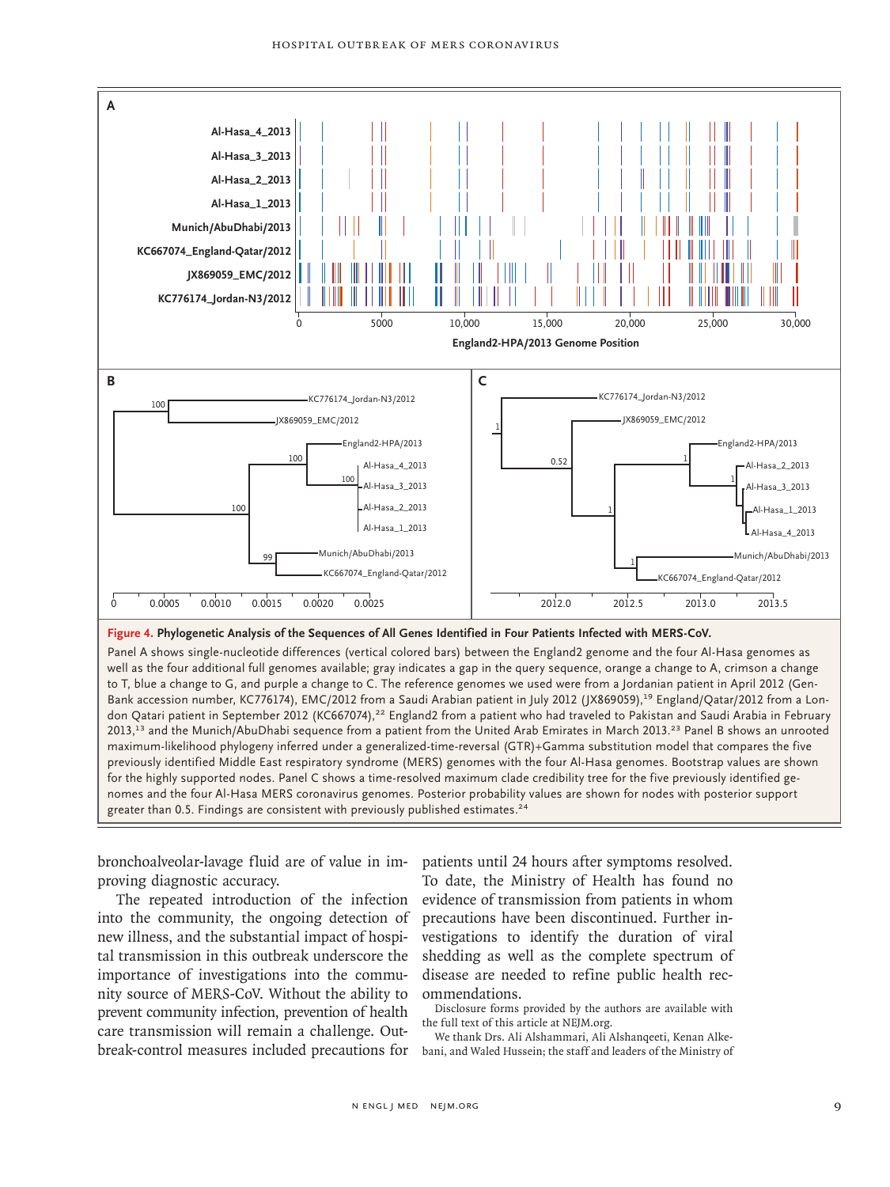**Figure 4. Phylogenetic Analysis of the Sequences of All Genes Identified in Four Patients Infected with MERS-CoV.**

Panel A shows single-nucleotide differences (vertical colored bars) between the England2 genome and the four Al-Hasa genomes as well as the four additional full genomes available; gray indicates a gap in the query sequence, orange a change to A, crimson a change to T, blue a change to G, and purple a change to C. The reference genomes we used were from a Jordanian patient in April 2012 (GenBank accession number, KC776174), EMC/2012 from a Saudi Arabian patient in July 2012 (JX869059),[19] England/Qatar/2012 from a London Qatari patient in September 2012 (KC667074),[22] England2 from a patient who had traveled to Pakistan and Saudi Arabia in February 2013,[13] and the Munich/AbuDhabi sequence from a patient from the United Arab Emirates in March 2013.[23] Panel B shows an unrooted maximum-likelihood phylogeny inferred under a generalized-time-reversal (GTR)+Gamma substitution model that compares the five previously identified Middle East respiratory syndrome (MERS) genomes with the four Al-Hasa genomes. Bootstrap values are shown for the highly supported nodes. Panel C shows a time-resolved maximum clade credibility tree for the five previously identified genomes and the four Al-Hasa MERS coronavirus genomes. Posterior probability values are shown for nodes with posterior support greater than 0.5. Findings are consistent with previously published estimates.[24]

bronchoalveolar-lavage fluid are of value in improving diagnostic accuracy.

The repeated introduction of the infection into the community, the ongoing detection of new illness, and the substantial impact of hospital transmission in this outbreak underscore the importance of investigations into the community source of MERS-CoV. Without the ability to prevent community infection, prevention of health care transmission will remain a challenge. Outbreak-control measures included precautions for patients until 24 hours after symptoms resolved. To date, the Ministry of Health has found no evidence of transmission from patients in whom precautions have been discontinued. Further investigations to identify the duration of viral shedding as well as the complete spectrum of disease are needed to refine public health recommendations.

Disclosure forms provided by the authors are available with the full text of this article at NEJM.org.

We thank Drs. Ali Alshammari, Ali Alshanqeeti, Kenan Alkebani, and Waled Hussein; the staff and leaders of the Ministry of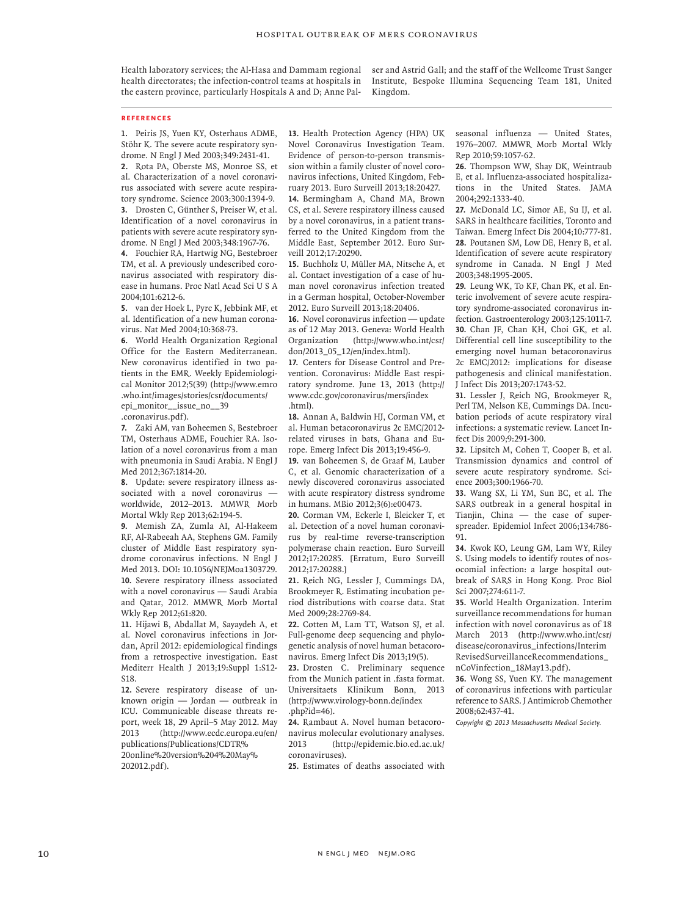Health laboratory services; the Al-Hasa and Dammam regional health directorates; the infection-control teams at hospitals in the eastern province, particularly Hospitals A and D; Anne Palser and Astrid Gall; and the staff of the Wellcome Trust Sanger Institute, Bespoke Illumina Sequencing Team 181, United Kingdom.

## References

1. Peiris JS, Yuen KY, Osterhaus ADME, Stöhr K. The severe acute respiratory syndrome. N Engl J Med 2003;349:2431-41.
2. Rota PA, Oberste MS, Monroe SS, et al. Characterization of a novel coronavirus associated with severe acute respiratory syndrome. Science 2003;300:1394-9.
3. Drosten C, Günther S, Preiser W, et al. Identification of a novel coronavirus in patients with severe acute respiratory syndrome. N Engl J Med 2003;348:1967-76.
4. Fouchier RA, Hartwig NG, Bestebroer TM, et al. A previously undescribed coronavirus associated with respiratory disease in humans. Proc Natl Acad Sci U S A 2004;101:6212-6.
5. van der Hoek L, Pyrc K, Jebbink MF, et al. Identification of a new human coronavirus. Nat Med 2004;10:368-73.
6. World Health Organization Regional Office for the Eastern Mediterranean. New coronavirus identified in two patients in the EMR. Weekly Epidemiological Monitor 2012;5(39) (http://www.emro.who.int/images/stories/csr/documents/epi_monitor__issue_no__39.coronavirus.pdf).
7. Zaki AM, van Boheemen S, Bestebroer TM, Osterhaus ADME, Fouchier RA. Isolation of a novel coronavirus from a man with pneumonia in Saudi Arabia. N Engl J Med 2012;367:1814-20.
8. Update: severe respiratory illness associated with a novel coronavirus — worldwide, 2012–2013. MMWR Morb Mortal Wkly Rep 2013;62:194-5.
9. Memish ZA, Zumla AI, Al-Hakeem RF, Al-Rabeeah AA, Stephens GM. Family cluster of Middle East respiratory syndrome coronavirus infections. N Engl J Med 2013. DOI: 10.1056/NEJMoa1303729.
10. Severe respiratory illness associated with a novel coronavirus — Saudi Arabia and Qatar, 2012. MMWR Morb Mortal Wkly Rep 2012;61:820.
11. Hijawi B, Abdallat M, Sayaydeh A, et al. Novel coronavirus infections in Jordan, April 2012: epidemiological findings from a retrospective investigation. East Mediterr Health J 2013;19:Suppl 1:S12-S18.
12. Severe respiratory disease of unknown origin — Jordan — outbreak in ICU. Communicable disease threats report, week 18, 29 April–5 May 2012. May 2013 (http://www.ecdc.europa.eu/en/publications/Publications/CDTR%20online%20version%204%20May%202012.pdf).
13. Health Protection Agency (HPA) UK Novel Coronavirus Investigation Team. Evidence of person-to-person transmission within a family cluster of novel coronavirus infections, United Kingdom, February 2013. Euro Surveill 2013;18:20427.
14. Bermingham A, Chand MA, Brown CS, et al. Severe respiratory illness caused by a novel coronavirus, in a patient transferred to the United Kingdom from the Middle East, September 2012. Euro Surveill 2012;17:20290.
15. Buchholz U, Müller MA, Nitsche A, et al. Contact investigation of a case of human novel coronavirus infection treated in a German hospital, October-November 2012. Euro Surveill 2013;18:20406.
16. Novel coronavirus infection — update as of 12 May 2013. Geneva: World Health Organization (http://www.who.int/csr/don/2013_05_12/en/index.html).
17. Centers for Disease Control and Prevention. Coronavirus: Middle East respiratory syndrome. June 13, 2013 (http://www.cdc.gov/coronavirus/mers/index.html).
18. Annan A, Baldwin HJ, Corman VM, et al. Human betacoronavirus 2c EMC/2012-related viruses in bats, Ghana and Europe. Emerg Infect Dis 2013;19:456-9.
19. van Boheemen S, de Graaf M, Lauber C, et al. Genomic characterization of a newly discovered coronavirus associated with acute respiratory distress syndrome in humans. MBio 2012;3(6):e00473.
20. Corman VM, Eckerle I, Bleicker T, et al. Detection of a novel human coronavirus by real-time reverse-transcription polymerase chain reaction. Euro Surveill 2012;17:20285. [Erratum, Euro Surveill 2012;17:20288.]
21. Reich NG, Lessler J, Cummings DA, Brookmeyer R. Estimating incubation period distributions with coarse data. Stat Med 2009;28:2769-84.
22. Cotten M, Lam TT, Watson SJ, et al. Full-genome deep sequencing and phylogenetic analysis of novel human betacoronavirus. Emerg Infect Dis 2013;19(5).
23. Drosten C. Preliminary sequence from the Munich patient in .fasta format. Universitaets Klinikum Bonn, 2013 (http://www.virology-bonn.de/index.php?id=46).
24. Rambaut A. Novel human betacoronavirus molecular evolutionary analyses. 2013 (http://epidemic.bio.ed.ac.uk/coronaviruses).
25. Estimates of deaths associated with seasonal influenza — United States, 1976–2007. MMWR Morb Mortal Wkly Rep 2010;59:1057-62.
26. Thompson WW, Shay DK, Weintraub E, et al. Influenza-associated hospitalizations in the United States. JAMA 2004;292:1333-40.
27. McDonald LC, Simor AE, Su IJ, et al. SARS in healthcare facilities, Toronto and Taiwan. Emerg Infect Dis 2004;10:777-81.
28. Poutanen SM, Low DE, Henry B, et al. Identification of severe acute respiratory syndrome in Canada. N Engl J Med 2003;348:1995-2005.
29. Leung WK, To KF, Chan PK, et al. Enteric involvement of severe acute respiratory syndrome-associated coronavirus infection. Gastroenterology 2003;125:1011-7.
30. Chan JF, Chan KH, Choi GK, et al. Differential cell line susceptibility to the emerging novel human betacoronavirus 2c EMC/2012: implications for disease pathogenesis and clinical manifestation. J Infect Dis 2013;207:1743-52.
31. Lessler J, Reich NG, Brookmeyer R, Perl TM, Nelson KE, Cummings DA. Incubation periods of acute respiratory viral infections: a systematic review. Lancet Infect Dis 2009;9:291-300.
32. Lipsitch M, Cohen T, Cooper B, et al. Transmission dynamics and control of severe acute respiratory syndrome. Science 2003;300:1966-70.
33. Wang SX, Li YM, Sun BC, et al. The SARS outbreak in a general hospital in Tianjin, China — the case of super-spreader. Epidemiol Infect 2006;134:786-91.
34. Kwok KO, Leung GM, Lam WY, Riley S. Using models to identify routes of nosocomial infection: a large hospital outbreak of SARS in Hong Kong. Proc Biol Sci 2007;274:611-7.
35. World Health Organization. Interim surveillance recommendations for human infection with novel coronavirus as of 18 March 2013 (http://www.who.int/csr/disease/coronavirus_infections/InterimRevisedSurveillanceRecommendations_nCoVinfection_18May13.pdf).
36. Wong SS, Yuen KY. The management of coronavirus infections with particular reference to SARS. J Antimicrob Chemother 2008;62:437-41.

*Copyright © 2013 Massachusetts Medical Society.*